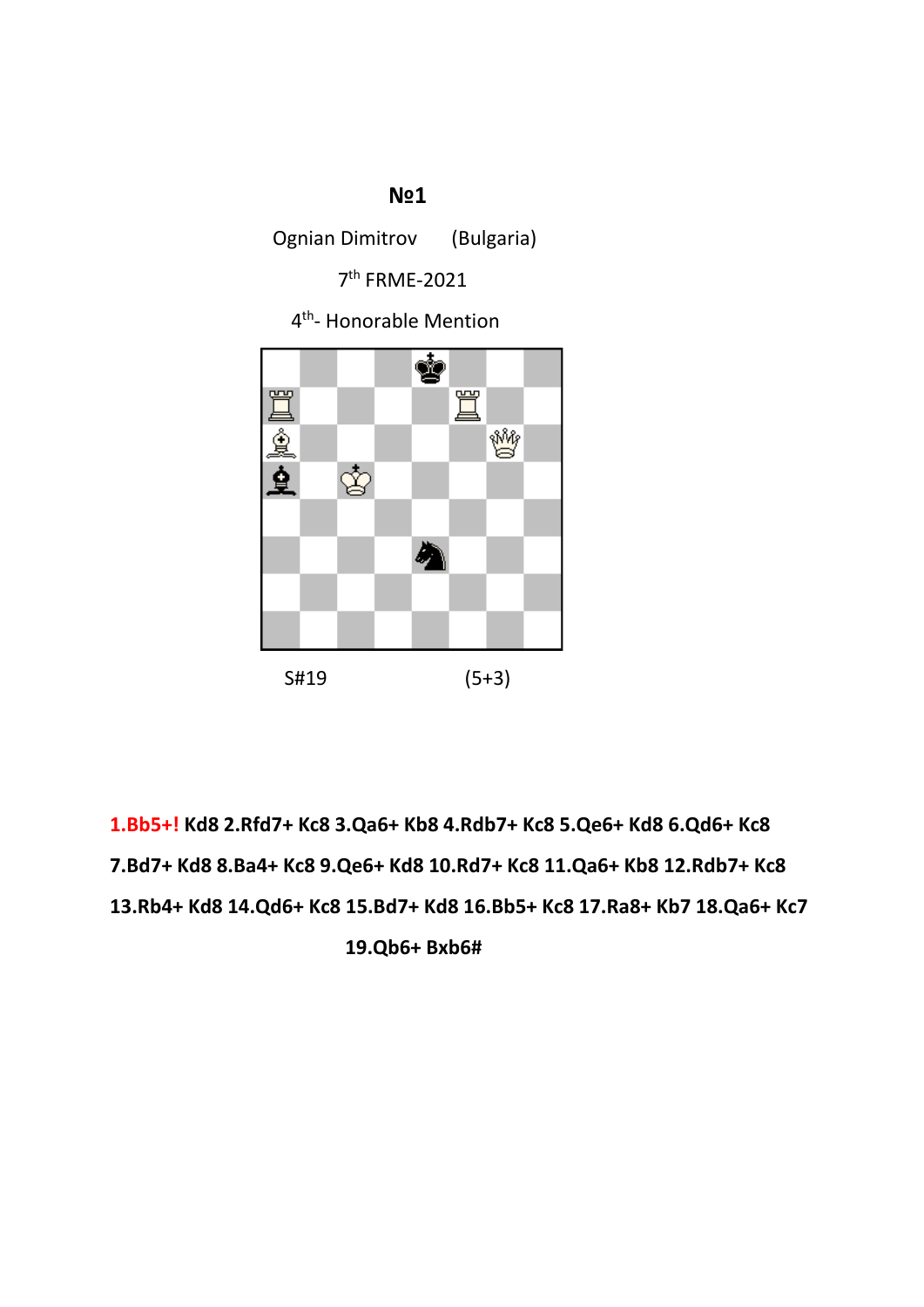# №1

Ognian Dimitrov (Bulgaria)

7th FRME-2021

4th- Honorable Mention

S#19 (5+3)

**1.Bb5+! Kd8 2.Rfd7+ Kc8 3.Qa6+ Kb8 4.Rdb7+ Kc8 5.Qe6+ Kd8 6.Qd6+ Kc8 7.Bd7+ Kd8 8.Ba4+ Kc8 9.Qe6+ Kd8 10.Rd7+ Kc8 11.Qa6+ Kb8 12.Rdb7+ Kc8 13.Rb4+ Kd8 14.Qd6+ Kc8 15.Bd7+ Kd8 16.Bb5+ Kc8 17.Ra8+ Kb7 18.Qa6+ Kc7 19.Qb6+ Bxb6#**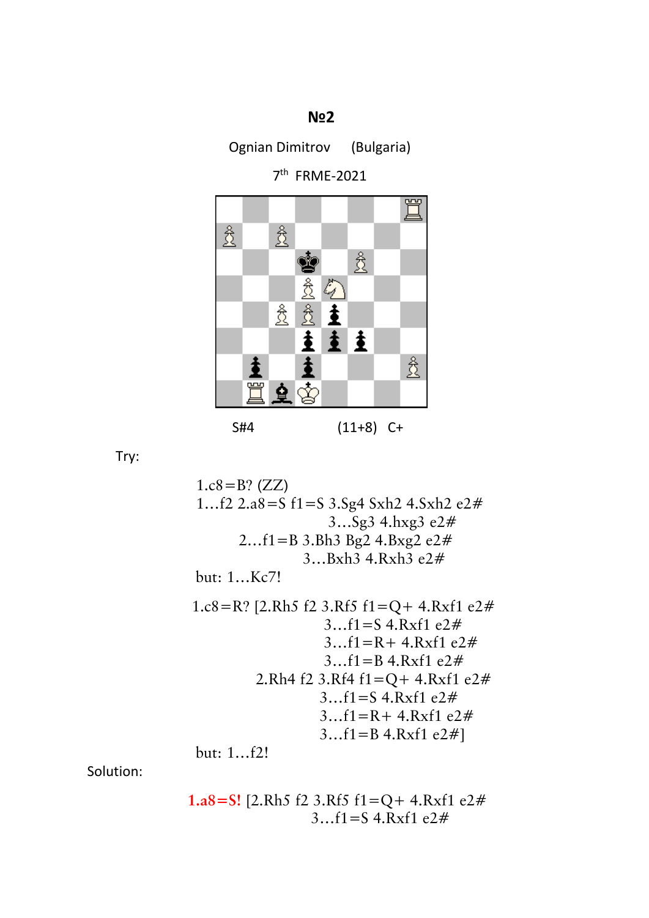## №2

Ognian Dimitrov (Bulgaria)

7th FRME-2021

S#4 (11+8) C+

Try:

1.c8=B? (ZZ)
1…f2 2.a8=S f1=S 3.Sg4 Sxh2 4.Sxh2 e2#
3…Sg3 4.hxg3 e2#
2…f1=B 3.Bh3 Bg2 4.Bxg2 e2#
3…Bxh3 4.Rxh3 e2#
but: 1…Kc7!

1.c8=R? [2.Rh5 f2 3.Rf5 f1=Q+ 4.Rxf1 e2#
3…f1=S 4.Rxf1 e2#
3…f1=R+ 4.Rxf1 e2#
3…f1=B 4.Rxf1 e2#
2.Rh4 f2 3.Rf4 f1=Q+ 4.Rxf1 e2#
3…f1=S 4.Rxf1 e2#
3…f1=R+ 4.Rxf1 e2#
3…f1=B 4.Rxf1 e2#]
but: 1…f2!

Solution:

**1.a8=S!** [2.Rh5 f2 3.Rf5 f1=Q+ 4.Rxf1 e2#
3…f1=S 4.Rxf1 e2#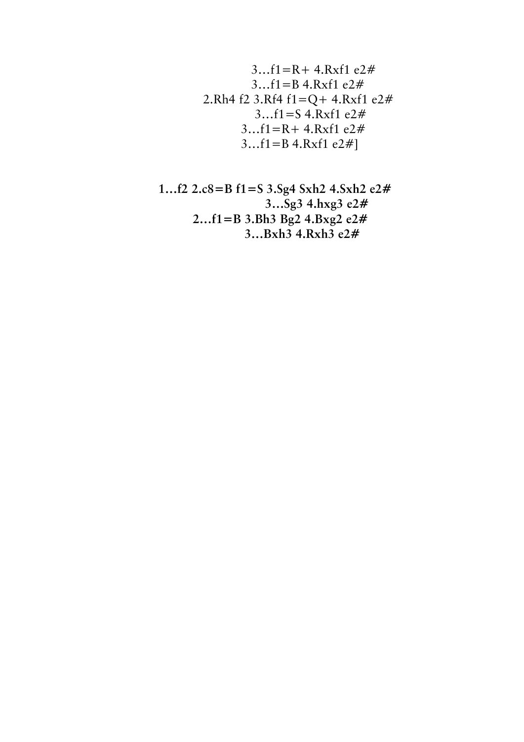3…f1=R+ 4.Rxf1 e2#

3…f1=B 4.Rxf1 e2#

2.Rh4 f2 3.Rf4 f1=Q+ 4.Rxf1 e2#

3…f1=S 4.Rxf1 e2#

3…f1=R+ 4.Rxf1 e2#

3…f1=B 4.Rxf1 e2#]

**1…f2 2.c8=B f1=S 3.Sg4 Sxh2 4.Sxh2 e2#**

**3…Sg3 4.hxg3 e2#**

**2…f1=B 3.Bh3 Bg2 4.Bxg2 e2#**

**3…Bxh3 4.Rxh3 e2#**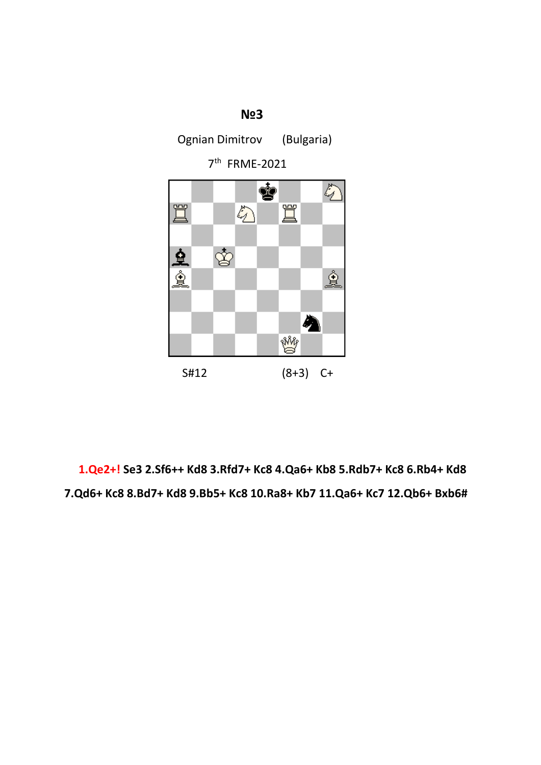# №3

Ognian Dimitrov (Bulgaria)

7th FRME-2021

S#12 (8+3) C+

**1.Qe2+! Se3 2.Sf6++ Kd8 3.Rfd7+ Kc8 4.Qa6+ Kb8 5.Rdb7+ Kc8 6.Rb4+ Kd8 7.Qd6+ Kc8 8.Bd7+ Kd8 9.Bb5+ Kc8 10.Ra8+ Kb7 11.Qa6+ Kc7 12.Qb6+ Bxb6#**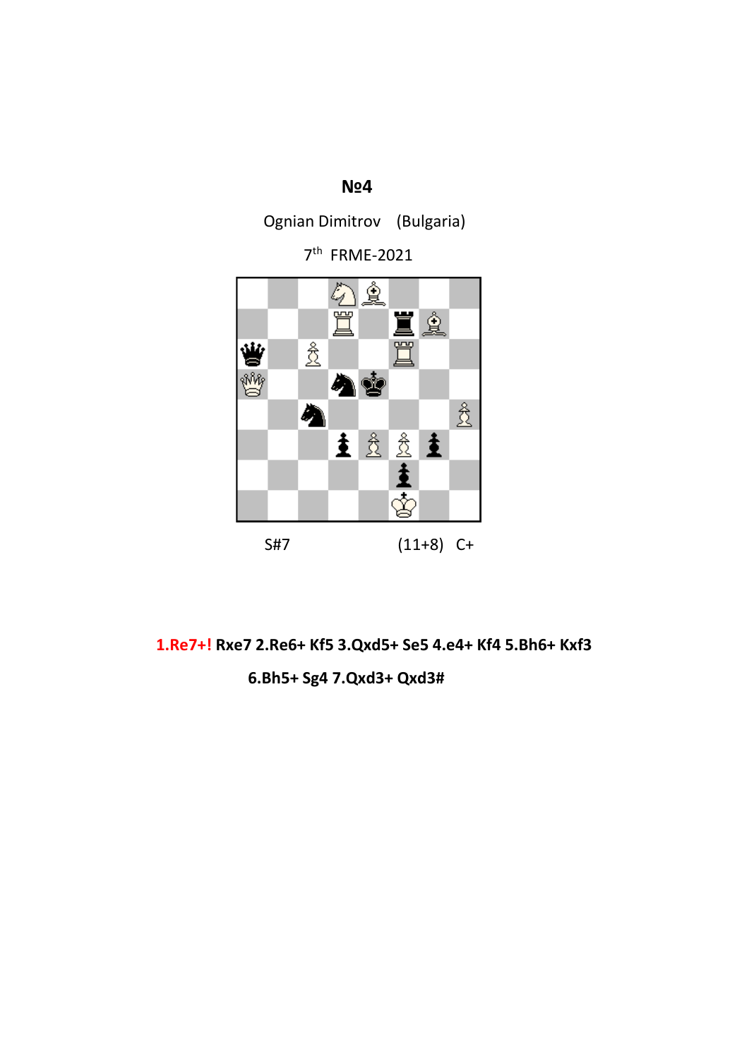**№4**

Ognian Dimitrov (Bulgaria)

7th FRME-2021

S#7 (11+8) C+

**1.Re7+! Rxe7 2.Re6+ Kf5 3.Qxd5+ Se5 4.e4+ Kf4 5.Bh6+ Kxf3 6.Bh5+ Sg4 7.Qxd3+ Qxd3#**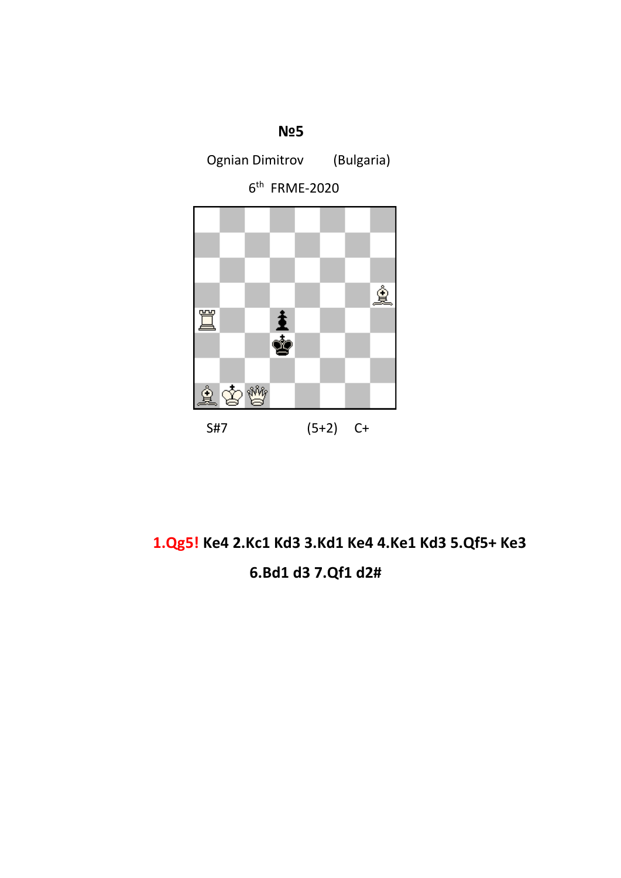**№5**

Ognian Dimitrov (Bulgaria)

6th FRME-2020

S#7 (5+2) C+

**1.Qg5!** **Ke4 2.Kc1 Kd3 3.Kd1 Ke4 4.Ke1 Kd3 5.Qf5+ Ke3**

**6.Bd1 d3 7.Qf1 d2#**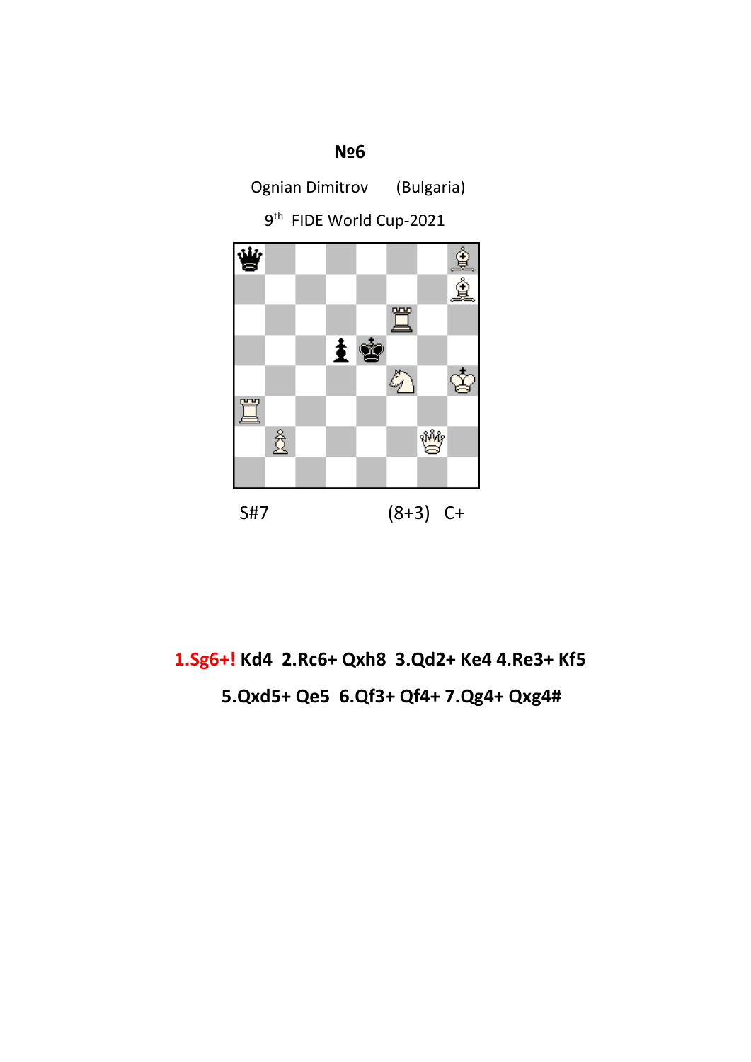**№6**

Ognian Dimitrov (Bulgaria)

9th FIDE World Cup-2021

S#7 (8+3) C+

**1.Sg6+! Kd4 2.Rc6+ Qxh8 3.Qd2+ Ke4 4.Re3+ Kf5**

**5.Qxd5+ Qe5 6.Qf3+ Qf4+ 7.Qg4+ Qxg4#**